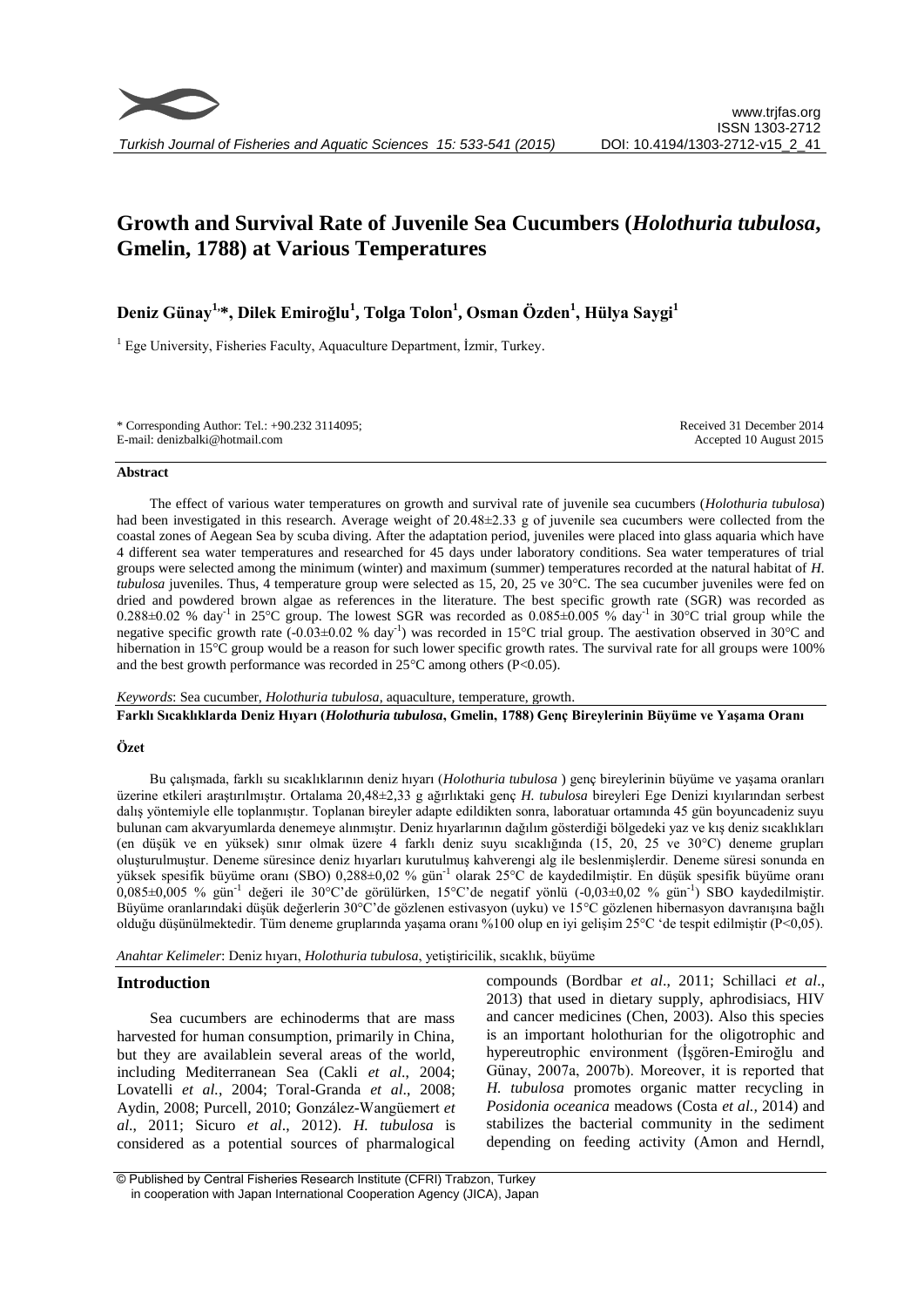# Growth and Survival Rate of Juvenile Sea Cucumbers (*Holothuria tubulosa*, Gmelin, 1788) at Various Temperatures

**Deniz Günay[1,*], Dilek Emiroğlu[1], Tolga Tolon[1], Osman Özden[1], Hülya Saygi[1]**

[1] Ege University, Fisheries Faculty, Aquaculture Department, İzmir, Turkey.

\* Corresponding Author: Tel.: +90.232 3114095;
E-mail: denizbalki@hotmail.com

Received 31 December 2014
Accepted 10 August 2015

## Abstract

The effect of various water temperatures on growth and survival rate of juvenile sea cucumbers (*Holothuria tubulosa*) had been investigated in this research. Average weight of 20.48±2.33 g of juvenile sea cucumbers were collected from the coastal zones of Aegean Sea by scuba diving. After the adaptation period, juveniles were placed into glass aquaria which have 4 different sea water temperatures and researched for 45 days under laboratory conditions. Sea water temperatures of trial groups were selected among the minimum (winter) and maximum (summer) temperatures recorded at the natural habitat of *H. tubulosa* juveniles. Thus, 4 temperature group were selected as 15, 20, 25 ve 30°C. The sea cucumber juveniles were fed on dried and powdered brown algae as references in the literature. The best specific growth rate (SGR) was recorded as 0.288±0.02 % day$^{-1}$ in 25°C group. The lowest SGR was recorded as 0.085±0.005 % day$^{-1}$ in 30°C trial group while the negative specific growth rate (-0.03±0.02 % day$^{-1}$) was recorded in 15°C trial group. The aestivation observed in 30°C and hibernation in 15°C group would be a reason for such lower specific growth rates. The survival rate for all groups were 100% and the best growth performance was recorded in 25°C among others ($P$<0.05).

*Keywords*: Sea cucumber, *Holothuria tubulosa*, aquaculture, temperature, growth.

**Farklı Sıcaklıklarda Deniz Hıyarı (*Holothuria tubulosa*, Gmelin, 1788) Genç Bireylerinin Büyüme ve Yaşama Oranı**

## Özet

Bu çalışmada, farklı su sıcaklıklarının deniz hıyarı (*Holothuria tubulosa* ) genç bireylerinin büyüme ve yaşama oranları üzerine etkileri araştırılmıştır. Ortalama 20,48±2,33 g ağırlıktaki genç *H. tubulosa* bireyleri Ege Denizi kıyılarından serbest dalış yöntemiyle elle toplanmıştır. Toplanan bireyler adapte edildikten sonra, laboratuar ortamında 45 gün boyuncadeniz suyu bulunan cam akvaryumlarda denemeye alınmıştır. Deniz hıyarlarının dağılım gösterdiği bölgedeki yaz ve kış deniz sıcaklıkları (en düşük ve en yüksek) sınır olmak üzere 4 farklı deniz suyu sıcaklığında (15, 20, 25 ve 30°C) deneme grupları oluşturulmuştur. Deneme süresince deniz hıyarları kurutulmuş kahverengi alg ile beslenmişlerdir. Deneme süresi sonunda en yüksek spesifik büyüme oranı (SBO) 0,288±0,02 % gün$^{-1}$ olarak 25°C de kaydedilmiştir. En düşük spesifik büyüme oranı 0,085±0,005 % gün$^{-1}$ değeri ile 30°C'de görülürken, 15°C'de negatif yönlü (-0,03±0,02 % gün$^{-1}$) SBO kaydedilmiştir. Büyüme oranlarındaki düşük değerlerin 30°C'de gözlenen estivasyon (uyku) ve 15°C gözlenen hibernasyon davranışına bağlı olduğu düşünülmektedir. Tüm deneme gruplarında yaşama oranı %100 olup en iyi gelişim 25°C 'de tespit edilmiştir ($P$<0,05).

*Anahtar Kelimeler*: Deniz hıyarı, *Holothuria tubulosa*, yetiştiricilik, sıcaklık, büyüme

## Introduction

Sea cucumbers are echinoderms that are mass harvested for human consumption, primarily in China, but they are availablein several areas of the world, including Mediterranean Sea (Cakli *et al*., 2004; Lovatelli *et al.*, 2004; Toral-Granda *et al*., 2008; Aydin, 2008; Purcell, 2010; González-Wangüemert *et al*., 2011; Sicuro *et al*., 2012). *H. tubulosa* is considered as a potential sources of pharmalogical compounds (Bordbar *et al*., 2011; Schillaci *et al*., 2013) that used in dietary supply, aphrodisiacs, HIV and cancer medicines (Chen, 2003). Also this species is an important holothurian for the oligotrophic and hypereutrophic environment (İşgören-Emiroğlu and Günay, 2007a, 2007b). Moreover, it is reported that *H. tubulosa* promotes organic matter recycling in *Posidonia oceanica* meadows (Costa *et al.*, 2014) and stabilizes the bacterial community in the sediment depending on feeding activity (Amon and Herndl,

© Published by Central Fisheries Research Institute (CFRI) Trabzon, Turkey in cooperation with Japan International Cooperation Agency (JICA), Japan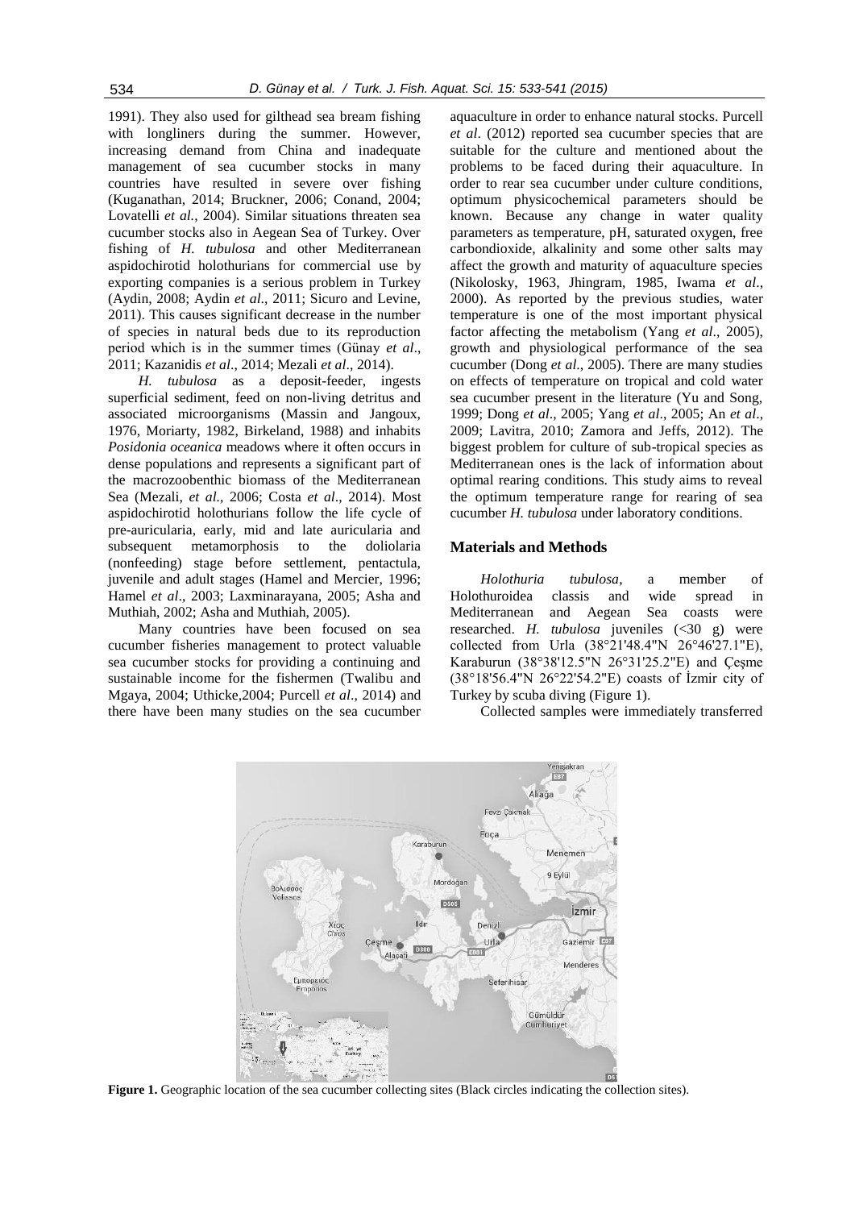1991). They also used for gilthead sea bream fishing with longliners during the summer. However, increasing demand from China and inadequate management of sea cucumber stocks in many countries have resulted in severe over fishing (Kuganathan, 2014; Bruckner, 2006; Conand, 2004; Lovatelli *et al.*, 2004). Similar situations threaten sea cucumber stocks also in Aegean Sea of Turkey. Over fishing of *H. tubulosa* and other Mediterranean aspidochirotid holothurians for commercial use by exporting companies is a serious problem in Turkey (Aydin, 2008; Aydin *et al*., 2011; Sicuro and Levine, 2011). This causes significant decrease in the number of species in natural beds due to its reproduction period which is in the summer times (Günay *et al*., 2011; Kazanidis *et al*., 2014; Mezali *et al*., 2014).

*H. tubulosa* as a deposit-feeder, ingests superficial sediment, feed on non-living detritus and associated microorganisms (Massin and Jangoux, 1976, Moriarty, 1982, Birkeland, 1988) and inhabits *Posidonia oceanica* meadows where it often occurs in dense populations and represents a significant part of the macrozoobenthic biomass of the Mediterranean Sea (Mezali, *et al.*, 2006; Costa *et al*., 2014). Most aspidochirotid holothurians follow the life cycle of pre-auricularia, early, mid and late auricularia and subsequent metamorphosis to the doliolaria (nonfeeding) stage before settlement, pentactula, juvenile and adult stages (Hamel and Mercier, 1996; Hamel *et al*., 2003; Laxminarayana, 2005; Asha and Muthiah, 2002; Asha and Muthiah, 2005).

Many countries have been focused on sea cucumber fisheries management to protect valuable sea cucumber stocks for providing a continuing and sustainable income for the fishermen (Twalibu and Mgaya, 2004; Uthicke,2004; Purcell *et al*., 2014) and there have been many studies on the sea cucumber aquaculture in order to enhance natural stocks. Purcell *et al*. (2012) reported sea cucumber species that are suitable for the culture and mentioned about the problems to be faced during their aquaculture. In order to rear sea cucumber under culture conditions, optimum physicochemical parameters should be known. Because any change in water quality parameters as temperature, pH, saturated oxygen, free carbondioxide, alkalinity and some other salts may affect the growth and maturity of aquaculture species (Nikolosky, 1963, Jhingram, 1985, Iwama *et al*., 2000). As reported by the previous studies, water temperature is one of the most important physical factor affecting the metabolism (Yang *et al*., 2005), growth and physiological performance of the sea cucumber (Dong *et al*., 2005). There are many studies on effects of temperature on tropical and cold water sea cucumber present in the literature (Yu and Song, 1999; Dong *et al*., 2005; Yang *et al*., 2005; An *et al*., 2009; Lavitra, 2010; Zamora and Jeffs, 2012). The biggest problem for culture of sub-tropical species as Mediterranean ones is the lack of information about optimal rearing conditions. This study aims to reveal the optimum temperature range for rearing of sea cucumber *H. tubulosa* under laboratory conditions.

## Materials and Methods

*Holothuria tubulosa*, a member of Holothuroidea classis and wide spread in Mediterranean and Aegean Sea coasts were researched. *H. tubulosa* juveniles (<30 g) were collected from Urla (38°21'48.4"N 26°46'27.1"E), Karaburun (38°38'12.5"N 26°31'25.2"E) and Çeşme (38°18'56.4"N 26°22'54.2"E) coasts of İzmir city of Turkey by scuba diving (Figure 1).

Collected samples were immediately transferred

**Figure 1.** Geographic location of the sea cucumber collecting sites (Black circles indicating the collection sites).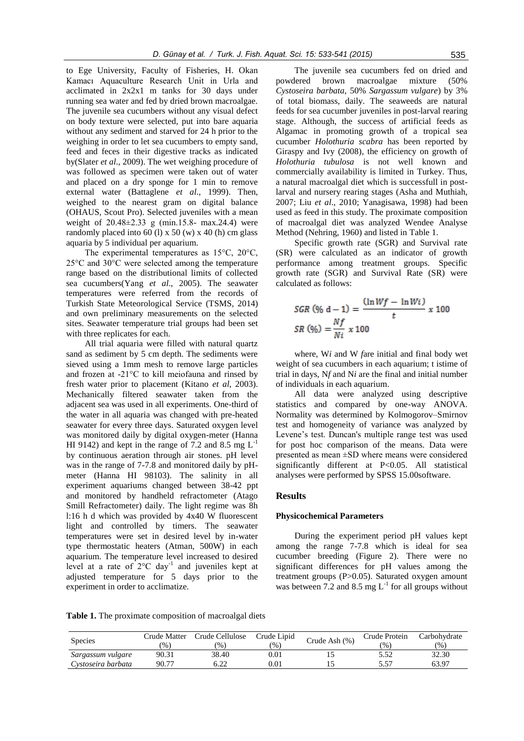to Ege University, Faculty of Fisheries, H. Okan Kamacı Aquaculture Research Unit in Urla and acclimated in 2x2x1 m tanks for 30 days under running sea water and fed by dried brown macroalgae. The juvenile sea cucumbers without any visual defect on body texture were selected, put into bare aquaria without any sediment and starved for 24 h prior to the weighing in order to let sea cucumbers to empty sand, feed and feces in their digestive tracks as indicated by(Slater *et al*., 2009). The wet weighing procedure of was followed as specimen were taken out of water and placed on a dry sponge for 1 min to remove external water (Battaglene *et al*., 1999). Then, weighed to the nearest gram on digital balance (OHAUS, Scout Pro). Selected juveniles with a mean weight of 20.48±2.33 g (min.15.8- max.24.4) were randomly placed into 60 (l) x 50 (w) x 40 (h) cm glass aquaria by 5 individual per aquarium.

The experimental temperatures as 15°C, 20°C, 25°C and 30°C were selected among the temperature range based on the distributional limits of collected sea cucumbers(Yang *et al*., 2005). The seawater temperatures were referred from the records of Turkish State Meteorological Service (TSMS, 2014) and own preliminary measurements on the selected sites. Seawater temperature trial groups had been set with three replicates for each.

All trial aquaria were filled with natural quartz sand as sediment by 5 cm depth. The sediments were sieved using a 1mm mesh to remove large particles and frozen at -21°C to kill meiofauna and rinsed by fresh water prior to placement (Kitano *et al*, 2003). Mechanically filtered seawater taken from the adjacent sea was used in all experiments. One-third of the water in all aquaria was changed with pre-heated seawater for every three days. Saturated oxygen level was monitored daily by digital oxygen-meter (Hanna HI 9142) and kept in the range of 7.2 and 8.5 mg $L^{-1}$ by continuous aeration through air stones. pH level was in the range of 7-7.8 and monitored daily by pH-meter (Hanna HI 98103). The salinity in all experiment aquariums changed between 38-42 ppt and monitored by handheld refractometer (Atago Smill Refractometer) daily. The light regime was 8h l:16 h d which was provided by 4x40 W fluorescent light and controlled by timers. The seawater temperatures were set in desired level by in-water type thermostatic heaters (Atman, 500W) in each aquarium. The temperature level increased to desired level at a rate of 2°C $day^{-1}$ and juveniles kept at adjusted temperature for 5 days prior to the experiment in order to acclimatize.

The juvenile sea cucumbers fed on dried and powdered brown macroalgae mixture (50% *Cystoseira barbata*, 50% *Sargassum vulgare*) by 3% of total biomass, daily. The seaweeds are natural feeds for sea cucumber juveniles in post-larval rearing stage. Although, the success of artificial feeds as Algamac in promoting growth of a tropical sea cucumber *Holothuria scabra* has been reported by Giraspy and Ivy (2008), the efficiency on growth of *Holothuria tubulosa* is not well known and commercially availability is limited in Turkey. Thus, a natural macroalgal diet which is successfull in post-larval and nursery rearing stages (Asha and Muthiah, 2007; Liu *et al*., 2010; Yanagisawa, 1998) had been used as feed in this study. The proximate composition of macroalgal diet was analyzed Wendee Analyse Method (Nehring, 1960) and listed in Table 1.

Specific growth rate (SGR) and Survival rate (SR) were calculated as an indicator of growth performance among treatment groups. Specific growth rate (SGR) and Survival Rate (SR) were calculated as follows:

$$SGR\ (\%\ \text{d}-1) = \frac{(\ln Wf - \ln Wi)}{t} \times 100$$

$$SR\ (\%) = \frac{Nf}{Ni} \times 100$$

where, W*i* and W *f*are initial and final body wet weight of sea cucumbers in each aquarium; t istime of trial in days, N*f* and N*i* are the final and initial number of individuals in each aquarium.

All data were analyzed using descriptive statistics and compared by one-way ANOVA. Normality was determined by Kolmogorov–Smirnov test and homogeneity of variance was analyzed by Levene's test. Duncan's multiple range test was used for post hoc comparison of the means. Data were presented as mean ±SD where means were considered significantly different at P<0.05. All statistical analyses were performed by SPSS 15.00software.

## Results

### Physicochemical Parameters

During the experiment period pH values kept among the range 7-7.8 which is ideal for sea cucumber breeding (Figure 2). There were no significant differences for pH values among the treatment groups (P>0.05). Saturated oxygen amount was between 7.2 and 8.5 mg $L^{-1}$ for all groups without

**Table 1.** The proximate composition of macroalgal diets

| Species | Crude Matter (%) | Crude Cellulose (%) | Crude Lipid (%) | Crude Ash (%) | Crude Protein (%) | Carbohydrate (%) |
|---|---|---|---|---|---|---|
| *Sargassum vulgare* | 90.31 | 38.40 | 0.01 | 15 | 5.52 | 32.30 |
| *Cystoseira barbata* | 90.77 | 6.22 | 0.01 | 15 | 5.57 | 63.97 |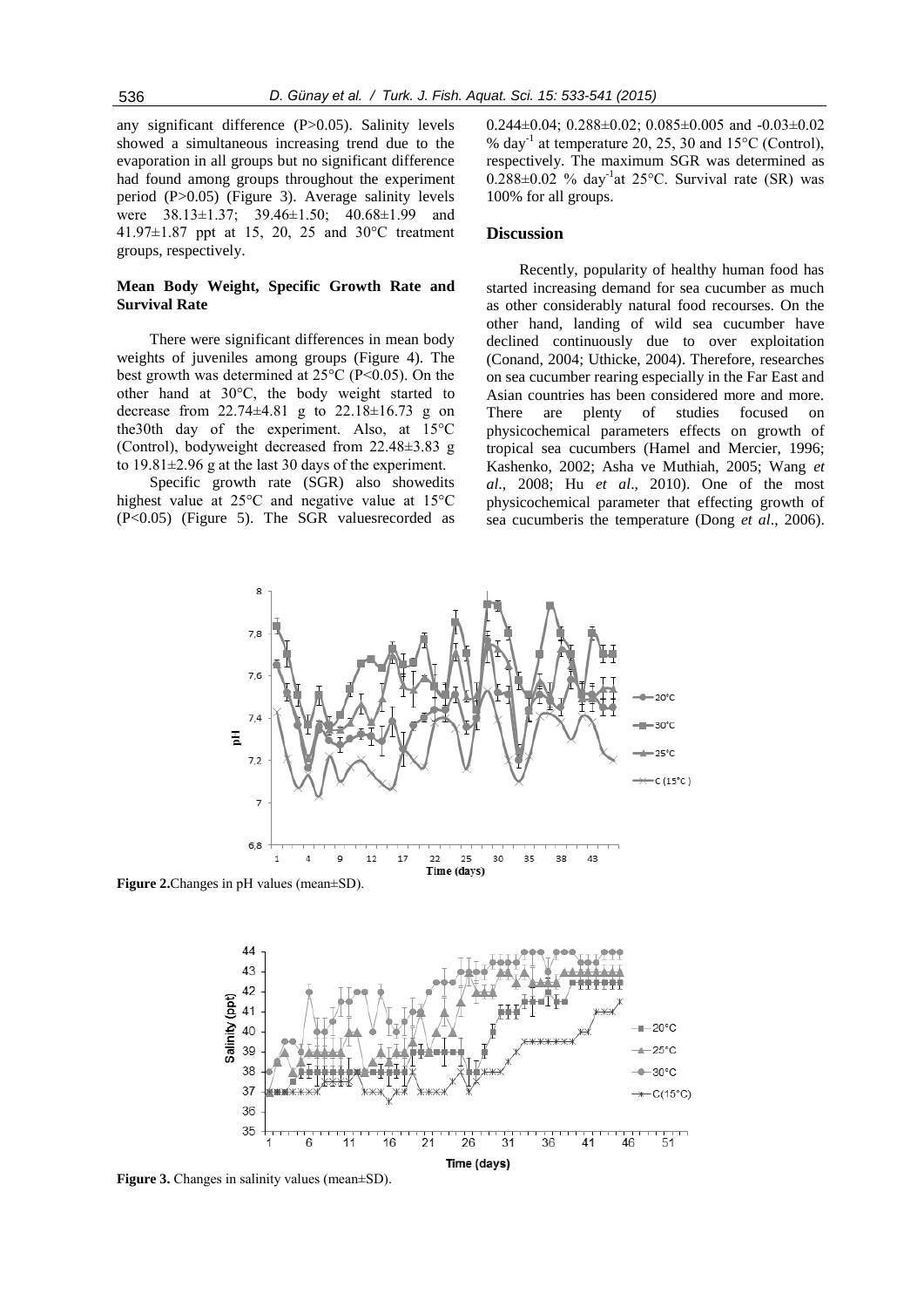any significant difference (P>0.05). Salinity levels showed a simultaneous increasing trend due to the evaporation in all groups but no significant difference had found among groups throughout the experiment period (P>0.05) (Figure 3). Average salinity levels were 38.13±1.37; 39.46±1.50; 40.68±1.99 and 41.97±1.87 ppt at 15, 20, 25 and 30°C treatment groups, respectively.

### Mean Body Weight, Specific Growth Rate and Survival Rate

There were significant differences in mean body weights of juveniles among groups (Figure 4). The best growth was determined at 25°C (P<0.05). On the other hand at 30°C, the body weight started to decrease from 22.74±4.81 g to 22.18±16.73 g on the30th day of the experiment. Also, at 15°C (Control), bodyweight decreased from 22.48±3.83 g to 19.81±2.96 g at the last 30 days of the experiment.

Specific growth rate (SGR) also showedits highest value at 25°C and negative value at 15°C (P<0.05) (Figure 5). The SGR valuesrecorded as 0.244±0.04; 0.288±0.02; 0.085±0.005 and -0.03±0.02 % $day^{-1}$ at temperature 20, 25, 30 and 15°C (Control), respectively. The maximum SGR was determined as 0.288±0.02 % $day^{-1}$at 25°C. Survival rate (SR) was 100% for all groups.

## Discussion

Recently, popularity of healthy human food has started increasing demand for sea cucumber as much as other considerably natural food recourses. On the other hand, landing of wild sea cucumber have declined continuously due to over exploitation (Conand, 2004; Uthicke, 2004). Therefore, researches on sea cucumber rearing especially in the Far East and Asian countries has been considered more and more. There are plenty of studies focused on physicochemical parameters effects on growth of tropical sea cucumbers (Hamel and Mercier, 1996; Kashenko, 2002; Asha ve Muthiah, 2005; Wang *et al*., 2008; Hu *et al*., 2010). One of the most physicochemical parameter that effecting growth of sea cucumberis the temperature (Dong *et al*., 2006).

**Figure 2.**Changes in pH values (mean±SD).

**Figure 3.** Changes in salinity values (mean±SD).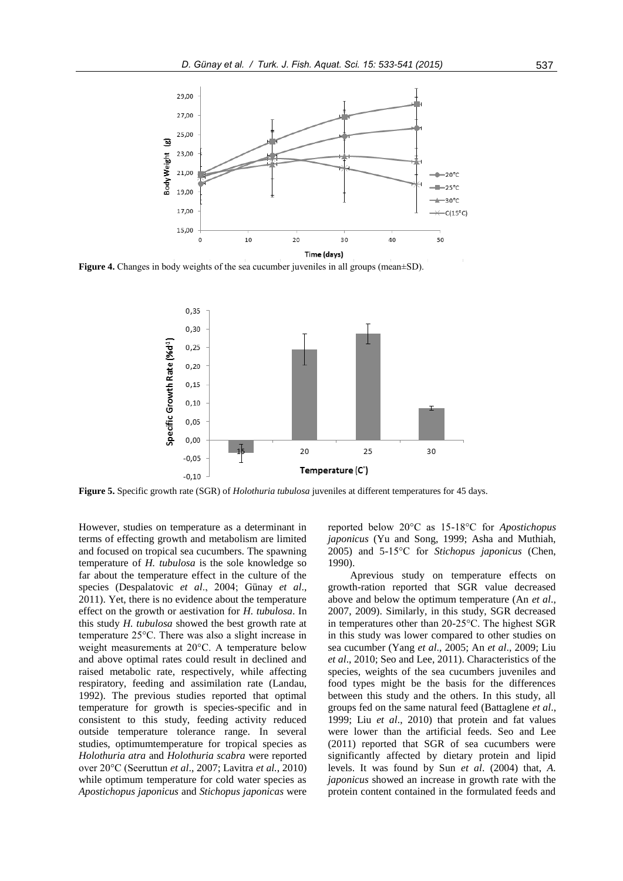**Figure 4.** Changes in body weights of the sea cucumber juveniles in all groups (mean±SD).

**Figure 5.** Specific growth rate (SGR) of *Holothuria tubulosa* juveniles at different temperatures for 45 days.

However, studies on temperature as a determinant in terms of effecting growth and metabolism are limited and focused on tropical sea cucumbers. The spawning temperature of *H. tubulosa* is the sole knowledge so far about the temperature effect in the culture of the species (Despalatovic *et al*., 2004; Günay *et al*., 2011). Yet, there is no evidence about the temperature effect on the growth or aestivation for *H. tubulosa*. In this study *H. tubulosa* showed the best growth rate at temperature 25°C. There was also a slight increase in weight measurements at 20°C. A temperature below and above optimal rates could result in declined and raised metabolic rate, respectively, while affecting respiratory, feeding and assimilation rate (Landau, 1992). The previous studies reported that optimal temperature for growth is species-specific and in consistent to this study, feeding activity reduced outside temperature tolerance range. In several studies, optimumtemperature for tropical species as *Holothuria atra* and *Holothuria scabra* were reported over 20°C (Seeruttun *et al*., 2007; Lavitra *et al.*, 2010) while optimum temperature for cold water species as *Apostichopus japonicus* and *Stichopus japonicas* were reported below 20°C as 15-18°C for *Apostichopus japonicus* (Yu and Song, 1999; Asha and Muthiah, 2005) and 5-15°C for *Stichopus japonicus* (Chen, 1990).

Aprevious study on temperature effects on growth-ration reported that SGR value decreased above and below the optimum temperature (An *et al*., 2007, 2009). Similarly, in this study, SGR decreased in temperatures other than 20-25°C. The highest SGR in this study was lower compared to other studies on sea cucumber (Yang *et al*., 2005; An *et al*., 2009; Liu *et al*., 2010; Seo and Lee, 2011). Characteristics of the species, weights of the sea cucumbers juveniles and food types might be the basis for the differences between this study and the others. In this study, all groups fed on the same natural feed (Battaglene *et al*., 1999; Liu *et al*., 2010) that protein and fat values were lower than the artificial feeds. Seo and Lee (2011) reported that SGR of sea cucumbers were significantly affected by dietary protein and lipid levels. It was found by Sun *et al*. (2004) that, *A. japonicus* showed an increase in growth rate with the protein content contained in the formulated feeds and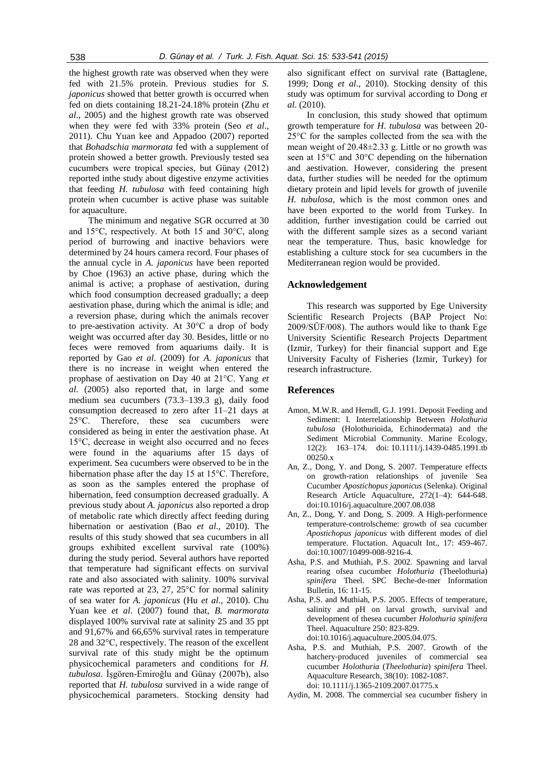the highest growth rate was observed when they were fed with 21.5% protein. Previous studies for *S. japonicus* showed that better growth is occurred when fed on diets containing 18.21-24.18% protein (Zhu *et al*., 2005) and the highest growth rate was observed when they were fed with 33% protein (Seo *et al*., 2011). Chu Yuan kee and Appadoo (2007) reported that *Bohadschia marmorata* fed with a supplement of protein showed a better growth. Previously tested sea cucumbers were tropical species, but Günay (2012) reported inthe study about digestive enzyme activities that feeding *H. tubulosa* with feed containing high protein when cucumber is active phase was suitable for aquaculture.

The minimum and negative SGR occurred at 30 and 15°C, respectively. At both 15 and 30°C, along period of burrowing and inactive behaviors were determined by 24 hours camera record. Four phases of the annual cycle in *A. japonicus* have been reported by Choe (1963) an active phase, during which the animal is active; a prophase of aestivation, during which food consumption decreased gradually; a deep aestivation phase, during which the animal is idle; and a reversion phase, during which the animals recover to pre-aestivation activity. At 30°C a drop of body weight was occurred after day 30. Besides, little or no feces were removed from aquariums daily. It is reported by Gao *et al*. (2009) for *A. japonicus* that there is no increase in weight when entered the prophase of aestivation on Day 40 at 21°C. Yang *et al*. (2005) also reported that, in large and some medium sea cucumbers (73.3–139.3 g), daily food consumption decreased to zero after 11–21 days at 25°C. Therefore, these sea cucumbers were considered as being in enter the aestivation phase. At 15°C, decrease in weight also occurred and no feces were found in the aquariums after 15 days of experiment. Sea cucumbers were observed to be in the hibernation phase after the day 15 at 15°C. Therefore, as soon as the samples entered the prophase of hibernation, feed consumption decreased gradually. A previous study about *A. japonicus* also reported a drop of metabolic rate which directly affect feeding during hibernation or aestivation (Bao *et al*., 2010). The results of this study showed that sea cucumbers in all groups exhibited excellent survival rate (100%) during the study period. Several authors have reported that temperature had significant effects on survival rate and also associated with salinity. 100% survival rate was reported at 23, 27, 25°C for normal salinity of sea water for *A. japonicus* (Hu *et al*., 2010). Chu Yuan kee *et al*. (2007) found that, *B. marmorata* displayed 100% survival rate at salinity 25 and 35 ppt and 91,67% and 66,65% survival rates in temperature 28 and 32°C, respectively. The reason of the excellent survival rate of this study might be the optimum physicochemical parameters and conditions for *H. tubulosa*. İşgören-Emiroğlu and Günay (2007b), also reported that *H. tubulosa* survived in a wide range of physicochemical parameters. Stocking density had also significant effect on survival rate (Battaglene, 1999; Dong *et al*., 2010). Stocking density of this study was optimum for survival according to Dong *et al*. (2010).

In conclusion, this study showed that optimum growth temperature for *H. tubulosa* was between 20-25°C for the samples collected from the sea with the mean weight of 20.48±2.33 g. Little or no growth was seen at 15°C and 30°C depending on the hibernation and aestivation. However, considering the present data, further studies will be needed for the optimum dietary protein and lipid levels for growth of juvenile *H. tubulosa*, which is the most common ones and have been exported to the world from Turkey. In addition, further investigation could be carried out with the different sample sizes as a second variant near the temperature. Thus, basic knowledge for establishing a culture stock for sea cucumbers in the Mediterranean region would be provided.

## Acknowledgement

This research was supported by Ege University Scientific Research Projects (BAP Project No: 2009/SÜF/008). The authors would like to thank Ege University Scientific Research Projects Department (Izmir, Turkey) for their financial support and Ege University Faculty of Fisheries (Izmir, Turkey) for research infrastructure.

## References

Amon, M.W.R. and Herndl, G.J. 1991. Deposit Feeding and Sediment: I. Interrelationship Between *Holothuria tubulosa* (Holothurioida, Echinodermata) and the Sediment Microbial Community. Marine Ecology, 12(2): 163–174. doi: 10.1111/j.1439-0485.1991.tb 00250.x

An, Z., Dong, Y. and Dong, S. 2007. Temperature effects on growth-ration relationships of juvenile Sea Cucumber *Apostichopus japonicus* (Selenka). Original Research Article Aquaculture, 272(1–4): 644-648. doi:10.1016/j.aquaculture.2007.08.038

An, Z., Dong, Y. and Dong, S. 2009. A High-performence temperature-controlscheme: growth of sea cucumber *Apostichopus japonicus* with different modes of diel temperature. Fluctation. Aquacult Int., 17: 459-467. doi:10.1007/10499-008-9216-4.

Asha, P.S. and Muthiah, P.S. 2002. Spawning and larval rearing ofsea cucumber *Holothuria* (Theelothuria) *spinifera* Theel. SPC Beche-de-mer Information Bulletin, 16: 11-15.

Asha, P.S. and Muthiah, P.S. 2005. Effects of temperature, salinity and pH on larval growth, survival and development of thesea cucumber *Holothuria spinifera* Theel. Aquaculture 250: 823-829. doi:10.1016/j.aquaculture.2005.04.075.

Asha, P.S. and Muthiah, P.S. 2007. Growth of the hatchery-produced juveniles of commercial sea cucumber *Holothuria* (*Theelothuria*) *spinifera* Theel. Aquaculture Research, 38(10): 1082-1087. doi: 10.1111/j.1365-2109.2007.01775.x

Aydin, M. 2008. The commercial sea cucumber fishery in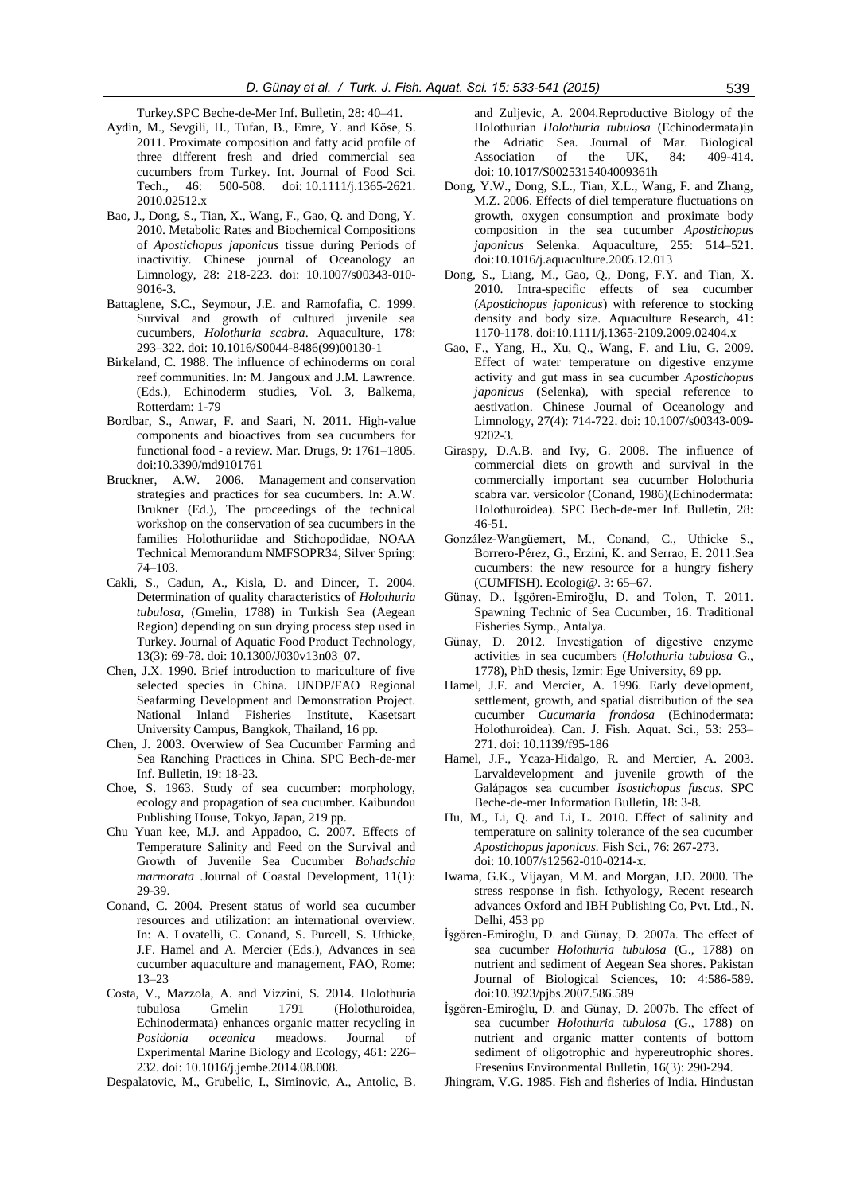Turkey.SPC Beche-de-Mer Inf. Bulletin, 28: 40–41.

Aydin, M., Sevgili, H., Tufan, B., Emre, Y. and Köse, S. 2011. Proximate composition and fatty acid profile of three different fresh and dried commercial sea cucumbers from Turkey. Int. Journal of Food Sci. Tech., 46: 500-508. doi: 10.1111/j.1365-2621. 2010.02512.x

Bao, J., Dong, S., Tian, X., Wang, F., Gao, Q. and Dong, Y. 2010. Metabolic Rates and Biochemical Compositions of *Apostichopus japonicus* tissue during Periods of inactivitiy. Chinese journal of Oceanology an Limnology, 28: 218-223. doi: 10.1007/s00343-010-9016-3.

Battaglene, S.C., Seymour, J.E. and Ramofafia, C. 1999. Survival and growth of cultured juvenile sea cucumbers, *Holothuria scabra*. Aquaculture, 178: 293–322. doi: 10.1016/S0044-8486(99)00130-1

Birkeland, C. 1988. The influence of echinoderms on coral reef communities. In: M. Jangoux and J.M. Lawrence. (Eds.), Echinoderm studies, Vol. 3, Balkema, Rotterdam: 1-79

Bordbar, S., Anwar, F. and Saari, N. 2011. High-value components and bioactives from sea cucumbers for functional food - a review. Mar. Drugs, 9: 1761–1805. doi:10.3390/md9101761

Bruckner, A.W. 2006. Management and conservation strategies and practices for sea cucumbers. In: A.W. Brukner (Ed.), The proceedings of the technical workshop on the conservation of sea cucumbers in the families Holothuriidae and Stichopodidae, NOAA Technical Memorandum NMFSOPR34, Silver Spring: 74–103.

Cakli, S., Cadun, A., Kisla, D. and Dincer, T. 2004. Determination of quality characteristics of *Holothuria tubulosa*, (Gmelin, 1788) in Turkish Sea (Aegean Region) depending on sun drying process step used in Turkey. Journal of Aquatic Food Product Technology, 13(3): 69-78. doi: 10.1300/J030v13n03_07.

Chen, J.X. 1990. Brief introduction to mariculture of five selected species in China. UNDP/FAO Regional Seafarming Development and Demonstration Project. National Inland Fisheries Institute, Kasetsart University Campus, Bangkok, Thailand, 16 pp.

Chen, J. 2003. Overwiew of Sea Cucumber Farming and Sea Ranching Practices in China. SPC Bech-de-mer Inf. Bulletin, 19: 18-23.

Choe, S. 1963. Study of sea cucumber: morphology, ecology and propagation of sea cucumber. Kaibundou Publishing House, Tokyo, Japan, 219 pp.

Chu Yuan kee, M.J. and Appadoo, C. 2007. Effects of Temperature Salinity and Feed on the Survival and Growth of Juvenile Sea Cucumber *Bohadschia marmorata* .Journal of Coastal Development, 11(1): 29-39.

Conand, C. 2004. Present status of world sea cucumber resources and utilization: an international overview. In: A. Lovatelli, C. Conand, S. Purcell, S. Uthicke, J.F. Hamel and A. Mercier (Eds.), Advances in sea cucumber aquaculture and management, FAO, Rome: 13–23

Costa, V., Mazzola, A. and Vizzini, S. 2014. Holothuria tubulosa Gmelin 1791 (Holothuroidea, Echinodermata) enhances organic matter recycling in *Posidonia oceanica* meadows. Journal of Experimental Marine Biology and Ecology, 461: 226–232. doi: 10.1016/j.jembe.2014.08.008.

Despalatovic, M., Grubelic, I., Siminovic, A., Antolic, B. and Zuljevic, A. 2004.Reproductive Biology of the Holothurian *Holothuria tubulosa* (Echinodermata)in the Adriatic Sea. Journal of Mar. Biological Association of the UK, 84: 409-414. doi: 10.1017/S0025315404009361h

Dong, Y.W., Dong, S.L., Tian, X.L., Wang, F. and Zhang, M.Z. 2006. Effects of diel temperature fluctuations on growth, oxygen consumption and proximate body composition in the sea cucumber *Apostichopus japonicus* Selenka. Aquaculture, 255: 514–521. doi:10.1016/j.aquaculture.2005.12.013

Dong, S., Liang, M., Gao, Q., Dong, F.Y. and Tian, X. 2010. Intra-specific effects of sea cucumber (*Apostichopus japonicus*) with reference to stocking density and body size. Aquaculture Research, 41: 1170-1178. doi:10.1111/j.1365-2109.2009.02404.x

Gao, F., Yang, H., Xu, Q., Wang, F. and Liu, G. 2009. Effect of water temperature on digestive enzyme activity and gut mass in sea cucumber *Apostichopus japonicus* (Selenka), with special reference to aestivation. Chinese Journal of Oceanology and Limnology, 27(4): 714-722. doi: 10.1007/s00343-009-9202-3.

Giraspy, D.A.B. and Ivy, G. 2008. The influence of commercial diets on growth and survival in the commercially important sea cucumber Holothuria scabra var. versicolor (Conand, 1986)(Echinodermata: Holothuroidea). SPC Bech-de-mer Inf. Bulletin, 28: 46-51.

González-Wangüemert, M., Conand, C., Uthicke S., Borrero-Pérez, G., Erzini, K. and Serrao, E. 2011.Sea cucumbers: the new resource for a hungry fishery (CUMFISH). Ecologi@. 3: 65–67.

Günay, D., İşgören-Emiroğlu, D. and Tolon, T. 2011. Spawning Technic of Sea Cucumber, 16. Traditional Fisheries Symp., Antalya.

Günay, D. 2012. Investigation of digestive enzyme activities in sea cucumbers (*Holothuria tubulosa* G., 1778), PhD thesis, İzmir: Ege University, 69 pp.

Hamel, J.F. and Mercier, A. 1996. Early development, settlement, growth, and spatial distribution of the sea cucumber *Cucumaria frondosa* (Echinodermata: Holothuroidea). Can. J. Fish. Aquat. Sci., 53: 253–271. doi: 10.1139/f95-186

Hamel, J.F., Ycaza-Hidalgo, R. and Mercier, A. 2003. Larvaldevelopment and juvenile growth of the Galápagos sea cucumber *Isostichopus fuscus*. SPC Beche-de-mer Information Bulletin, 18: 3-8.

Hu, M., Li, Q. and Li, L. 2010. Effect of salinity and temperature on salinity tolerance of the sea cucumber *Apostichopus japonicus.* Fish Sci., 76: 267-273. doi: 10.1007/s12562-010-0214-x.

Iwama, G.K., Vijayan, M.M. and Morgan, J.D. 2000. The stress response in fish. Icthyology, Recent research advances Oxford and IBH Publishing Co, Pvt. Ltd., N. Delhi, 453 pp

İşgören-Emiroğlu, D. and Günay, D. 2007a. The effect of sea cucumber *Holothuria tubulosa* (G., 1788) on nutrient and sediment of Aegean Sea shores. Pakistan Journal of Biological Sciences, 10: 4:586-589. doi:10.3923/pjbs.2007.586.589

İşgören-Emiroğlu, D. and Günay, D. 2007b. The effect of sea cucumber *Holothuria tubulosa* (G., 1788) on nutrient and organic matter contents of bottom sediment of oligotrophic and hypereutrophic shores. Fresenius Environmental Bulletin, 16(3): 290-294.

Jhingram, V.G. 1985. Fish and fisheries of India. Hindustan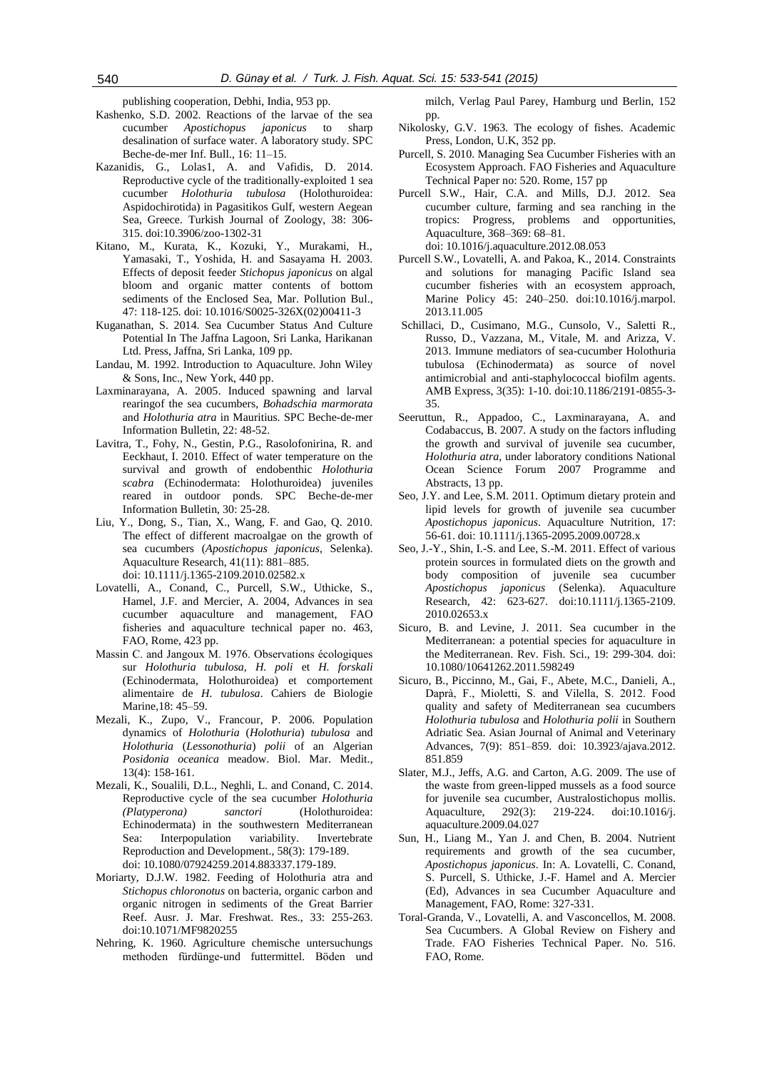publishing cooperation, Debhi, India, 953 pp.

Kashenko, S.D. 2002. Reactions of the larvae of the sea cucumber *Apostichopus japonicus* to sharp desalination of surface water. A laboratory study. SPC Beche-de-mer Inf. Bull., 16: 11–15.

Kazanidis, G., Lolas1, A. and Vafidis, D. 2014. Reproductive cycle of the traditionally-exploited 1 sea cucumber *Holothuria tubulosa* (Holothuroidea: Aspidochirotida) in Pagasitikos Gulf, western Aegean Sea, Greece. Turkish Journal of Zoology, 38: 306-315. doi:10.3906/zoo-1302-31

Kitano, M., Kurata, K., Kozuki, Y., Murakami, H., Yamasaki, T., Yoshida, H. and Sasayama H. 2003. Effects of deposit feeder *Stichopus japonicus* on algal bloom and organic matter contents of bottom sediments of the Enclosed Sea, Mar. Pollution Bul., 47: 118-125. doi: 10.1016/S0025-326X(02)00411-3

Kuganathan, S. 2014. Sea Cucumber Status And Culture Potential In The Jaffna Lagoon, Sri Lanka, Harikanan Ltd. Press, Jaffna, Sri Lanka, 109 pp.

Landau, M. 1992. Introduction to Aquaculture. John Wiley & Sons, Inc., New York, 440 pp.

Laxminarayana, A. 2005. Induced spawning and larval rearingof the sea cucumbers, *Bohadschia marmorata* and *Holothuria atra* in Mauritius. SPC Beche-de-mer Information Bulletin, 22: 48-52.

Lavitra, T., Fohy, N., Gestin, P.G., Rasolofonirina, R. and Eeckhaut, I. 2010. Effect of water temperature on the survival and growth of endobenthic *Holothuria scabra* (Echinodermata: Holothuroidea) juveniles reared in outdoor ponds. SPC Beche-de-mer Information Bulletin, 30: 25-28.

Liu, Y., Dong, S., Tian, X., Wang, F. and Gao, Q. 2010. The effect of different macroalgae on the growth of sea cucumbers (*Apostichopus japonicus*, Selenka). Aquaculture Research, 41(11): 881–885. doi: 10.1111/j.1365-2109.2010.02582.x

Lovatelli, A., Conand, C., Purcell, S.W., Uthicke, S., Hamel, J.F. and Mercier, A. 2004, Advances in sea cucumber aquaculture and management, FAO fisheries and aquaculture technical paper no. 463, FAO, Rome, 423 pp.

Massin C. and Jangoux M. 1976. Observations écologiques sur *Holothuria tubulosa, H. poli* et *H. forskali* (Echinodermata, Holothuroidea) et comportement alimentaire de *H. tubulosa*. Cahiers de Biologie Marine,18: 45–59.

Mezali, K., Zupo, V., Francour, P. 2006. Population dynamics of *Holothuria* (*Holothuria*) *tubulosa* and *Holothuria* (*Lessonothuria*) *polii* of an Algerian *Posidonia oceanica* meadow. Biol. Mar. Medit., 13(4): 158-161.

Mezali, K., Soualili, D.L., Neghli, L. and Conand, C. 2014. Reproductive cycle of the sea cucumber *Holothuria (Platyperona) sanctori* (Holothuroidea: Echinodermata) in the southwestern Mediterranean Sea: Interpopulation variability. Invertebrate Reproduction and Development., 58(3): 179-189. doi: 10.1080/07924259.2014.883337.179-189.

Moriarty, D.J.W. 1982. Feeding of Holothuria atra and *Stichopus chloronotus* on bacteria, organic carbon and organic nitrogen in sediments of the Great Barrier Reef. Ausr. J. Mar. Freshwat. Res., 33: 255-263. doi:10.1071/MF9820255

Nehring, K. 1960. Agriculture chemische untersuchungs methoden fürdünge-und futtermittel. Böden und milch, Verlag Paul Parey, Hamburg und Berlin, 152 pp.

Nikolosky, G.V. 1963. The ecology of fishes. Academic Press, London, U.K, 352 pp.

Purcell, S. 2010. Managing Sea Cucumber Fisheries with an Ecosystem Approach. FAO Fisheries and Aquaculture Technical Paper no: 520. Rome, 157 pp

Purcell S.W., Hair, C.A. and Mills, D.J. 2012. Sea cucumber culture, farming and sea ranching in the tropics: Progress, problems and opportunities, Aquaculture, 368–369: 68–81. doi: 10.1016/j.aquaculture.2012.08.053

Purcell S.W., Lovatelli, A. and Pakoa, K., 2014. Constraints and solutions for managing Pacific Island sea cucumber fisheries with an ecosystem approach, Marine Policy 45: 240–250. doi:10.1016/j.marpol. 2013.11.005

Schillaci, D., Cusimano, M.G., Cunsolo, V., Saletti R., Russo, D., Vazzana, M., Vitale, M. and Arizza, V. 2013. Immune mediators of sea-cucumber Holothuria tubulosa (Echinodermata) as source of novel antimicrobial and anti-staphylococcal biofilm agents. AMB Express, 3(35): 1-10. doi:10.1186/2191-0855-3-35.

Seeruttun, R., Appadoo, C., Laxminarayana, A. and Codabaccus, B. 2007. A study on the factors influding the growth and survival of juvenile sea cucumber, *Holothuria atra*, under laboratory conditions National Ocean Science Forum 2007 Programme and Abstracts, 13 pp.

Seo, J.Y. and Lee, S.M. 2011. Optimum dietary protein and lipid levels for growth of juvenile sea cucumber *Apostichopus japonicus*. Aquaculture Nutrition, 17: 56-61. doi: 10.1111/j.1365-2095.2009.00728.x

Seo, J.-Y., Shin, I.-S. and Lee, S.-M. 2011. Effect of various protein sources in formulated diets on the growth and body composition of juvenile sea cucumber *Apostichopus japonicus* (Selenka). Aquaculture Research, 42: 623-627. doi:10.1111/j.1365-2109. 2010.02653.x

Sicuro, B. and Levine, J. 2011. Sea cucumber in the Mediterranean: a potential species for aquaculture in the Mediterranean. Rev. Fish. Sci., 19: 299-304. doi: 10.1080/10641262.2011.598249

Sicuro, B., Piccinno, M., Gai, F., Abete, M.C., Danieli, A., Daprà, F., Mioletti, S. and Vilella, S. 2012. Food quality and safety of Mediterranean sea cucumbers *Holothuria tubulosa* and *Holothuria polii* in Southern Adriatic Sea. Asian Journal of Animal and Veterinary Advances, 7(9): 851–859. doi: 10.3923/ajava.2012. 851.859

Slater, M.J., Jeffs, A.G. and Carton, A.G. 2009. The use of the waste from green-lipped mussels as a food source for juvenile sea cucumber, Australostichopus mollis. Aquaculture, 292(3): 219-224. doi:10.1016/j. aquaculture.2009.04.027

Sun, H., Liang M., Yan J. and Chen, B. 2004. Nutrient requirements and growth of the sea cucumber, *Apostichopus japonicus*. In: A. Lovatelli, C. Conand, S. Purcell, S. Uthicke, J.-F. Hamel and A. Mercier (Ed), Advances in sea Cucumber Aquaculture and Management, FAO, Rome: 327-331.

Toral-Granda, V., Lovatelli, A. and Vasconcellos, M. 2008. Sea Cucumbers. A Global Review on Fishery and Trade. FAO Fisheries Technical Paper. No. 516. FAO, Rome.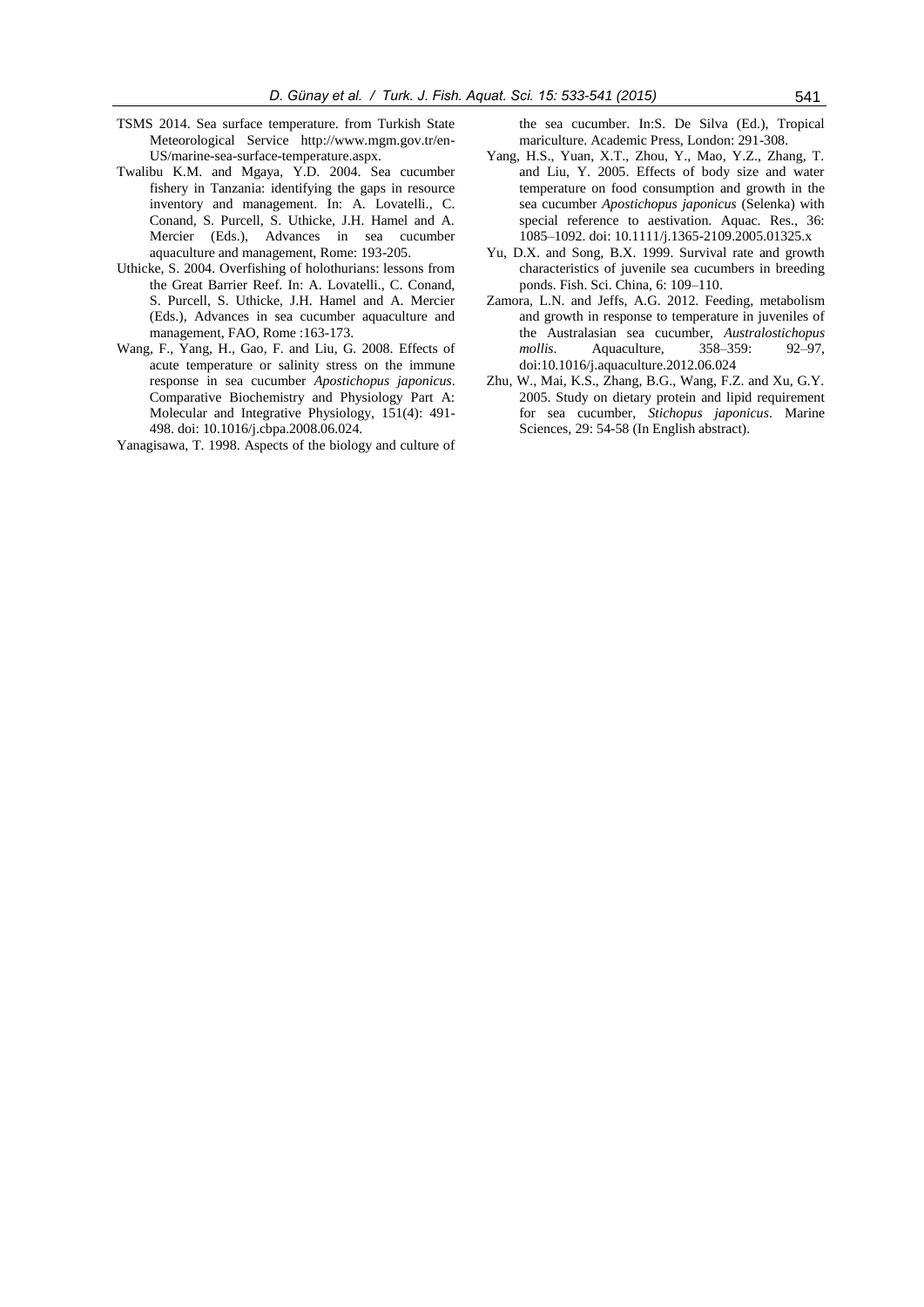TSMS 2014. Sea surface temperature. from Turkish State Meteorological Service http://www.mgm.gov.tr/en-US/marine-sea-surface-temperature.aspx.

Twalibu K.M. and Mgaya, Y.D. 2004. Sea cucumber fishery in Tanzania: identifying the gaps in resource inventory and management. In: A. Lovatelli., C. Conand, S. Purcell, S. Uthicke, J.H. Hamel and A. Mercier (Eds.), Advances in sea cucumber aquaculture and management, Rome: 193-205.

Uthicke, S. 2004. Overfishing of holothurians: lessons from the Great Barrier Reef. In: A. Lovatelli., C. Conand, S. Purcell, S. Uthicke, J.H. Hamel and A. Mercier (Eds.), Advances in sea cucumber aquaculture and management, FAO, Rome :163-173.

Wang, F., Yang, H., Gao, F. and Liu, G. 2008. Effects of acute temperature or salinity stress on the immune response in sea cucumber *Apostichopus japonicus*. Comparative Biochemistry and Physiology Part A: Molecular and Integrative Physiology, 151(4): 491-498. doi: 10.1016/j.cbpa.2008.06.024.

Yanagisawa, T. 1998. Aspects of the biology and culture of the sea cucumber. In:S. De Silva (Ed.), Tropical mariculture. Academic Press, London: 291-308.

Yang, H.S., Yuan, X.T., Zhou, Y., Mao, Y.Z., Zhang, T. and Liu, Y. 2005. Effects of body size and water temperature on food consumption and growth in the sea cucumber *Apostichopus japonicus* (Selenka) with special reference to aestivation. Aquac. Res., 36: 1085–1092. doi: 10.1111/j.1365-2109.2005.01325.x

Yu, D.X. and Song, B.X. 1999. Survival rate and growth characteristics of juvenile sea cucumbers in breeding ponds. Fish. Sci. China, 6: 109–110.

Zamora, L.N. and Jeffs, A.G. 2012. Feeding, metabolism and growth in response to temperature in juveniles of the Australasian sea cucumber, *Australostichopus mollis*. Aquaculture, 358–359: 92–97, doi:10.1016/j.aquaculture.2012.06.024

Zhu, W., Mai, K.S., Zhang, B.G., Wang, F.Z. and Xu, G.Y. 2005. Study on dietary protein and lipid requirement for sea cucumber, *Stichopus japonicus*. Marine Sciences, 29: 54-58 (In English abstract).